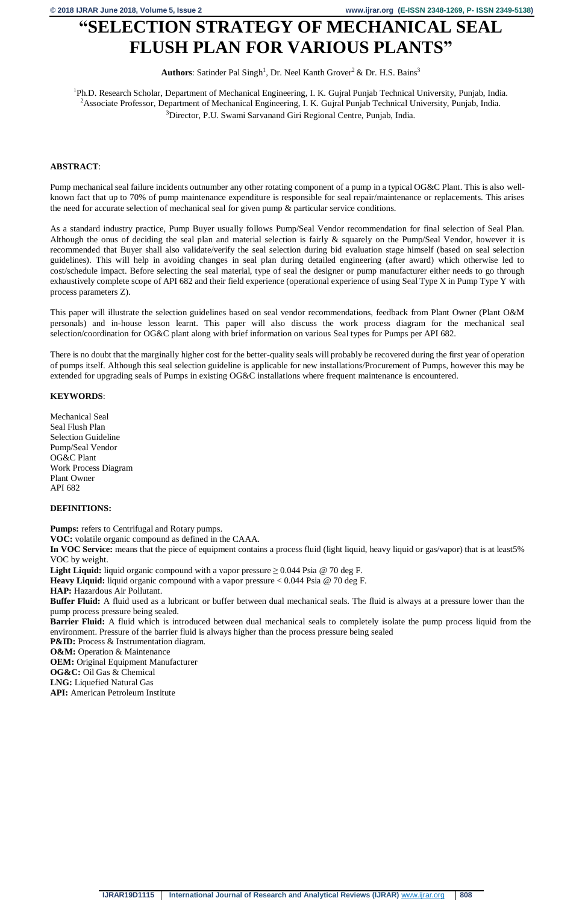# "SELECTION STRATEGY OF MECHANICAL SEAL FLUSH PLAN FOR VARIOUS PLANTS"

**Authors**: Satinder Pal Singh[1], Dr. Neel Kanth Grover[2] & Dr. H.S. Bains[3]

[1]Ph.D. Research Scholar, Department of Mechanical Engineering, I. K. Gujral Punjab Technical University, Punjab, India.
[2]Associate Professor, Department of Mechanical Engineering, I. K. Gujral Punjab Technical University, Punjab, India.
[3]Director, P.U. Swami Sarvanand Giri Regional Centre, Punjab, India.

**ABSTRACT**:

Pump mechanical seal failure incidents outnumber any other rotating component of a pump in a typical OG&C Plant. This is also well-known fact that up to 70% of pump maintenance expenditure is responsible for seal repair/maintenance or replacements. This arises the need for accurate selection of mechanical seal for given pump & particular service conditions.

As a standard industry practice, Pump Buyer usually follows Pump/Seal Vendor recommendation for final selection of Seal Plan. Although the onus of deciding the seal plan and material selection is fairly & squarely on the Pump/Seal Vendor, however it is recommended that Buyer shall also validate/verify the seal selection during bid evaluation stage himself (based on seal selection guidelines). This will help in avoiding changes in seal plan during detailed engineering (after award) which otherwise led to cost/schedule impact. Before selecting the seal material, type of seal the designer or pump manufacturer either needs to go through exhaustively complete scope of API 682 and their field experience (operational experience of using Seal Type X in Pump Type Y with process parameters Z).

This paper will illustrate the selection guidelines based on seal vendor recommendations, feedback from Plant Owner (Plant O&M personals) and in-house lesson learnt. This paper will also discuss the work process diagram for the mechanical seal selection/coordination for OG&C plant along with brief information on various Seal types for Pumps per API 682.

There is no doubt that the marginally higher cost for the better-quality seals will probably be recovered during the first year of operation of pumps itself. Although this seal selection guideline is applicable for new installations/Procurement of Pumps, however this may be extended for upgrading seals of Pumps in existing OG&C installations where frequent maintenance is encountered.

**KEYWORDS**:

Mechanical Seal
Seal Flush Plan
Selection Guideline
Pump/Seal Vendor
OG&C Plant
Work Process Diagram
Plant Owner
API 682

**DEFINITIONS:**

**Pumps:** refers to Centrifugal and Rotary pumps.
**VOC:** volatile organic compound as defined in the CAAA.
**In VOC Service:** means that the piece of equipment contains a process fluid (light liquid, heavy liquid or gas/vapor) that is at least5% VOC by weight.
**Light Liquid:** liquid organic compound with a vapor pressure ≥ 0.044 Psia @ 70 deg F.
**Heavy Liquid:** liquid organic compound with a vapor pressure < 0.044 Psia @ 70 deg F.
**HAP:** Hazardous Air Pollutant.
**Buffer Fluid:** A fluid used as a lubricant or buffer between dual mechanical seals. The fluid is always at a pressure lower than the pump process pressure being sealed.
**Barrier Fluid:** A fluid which is introduced between dual mechanical seals to completely isolate the pump process liquid from the environment. Pressure of the barrier fluid is always higher than the process pressure being sealed
**P&ID:** Process & Instrumentation diagram.
**O&M:** Operation & Maintenance
**OEM:** Original Equipment Manufacturer
**OG&C:** Oil Gas & Chemical
**LNG:** Liquefied Natural Gas
**API:** American Petroleum Institute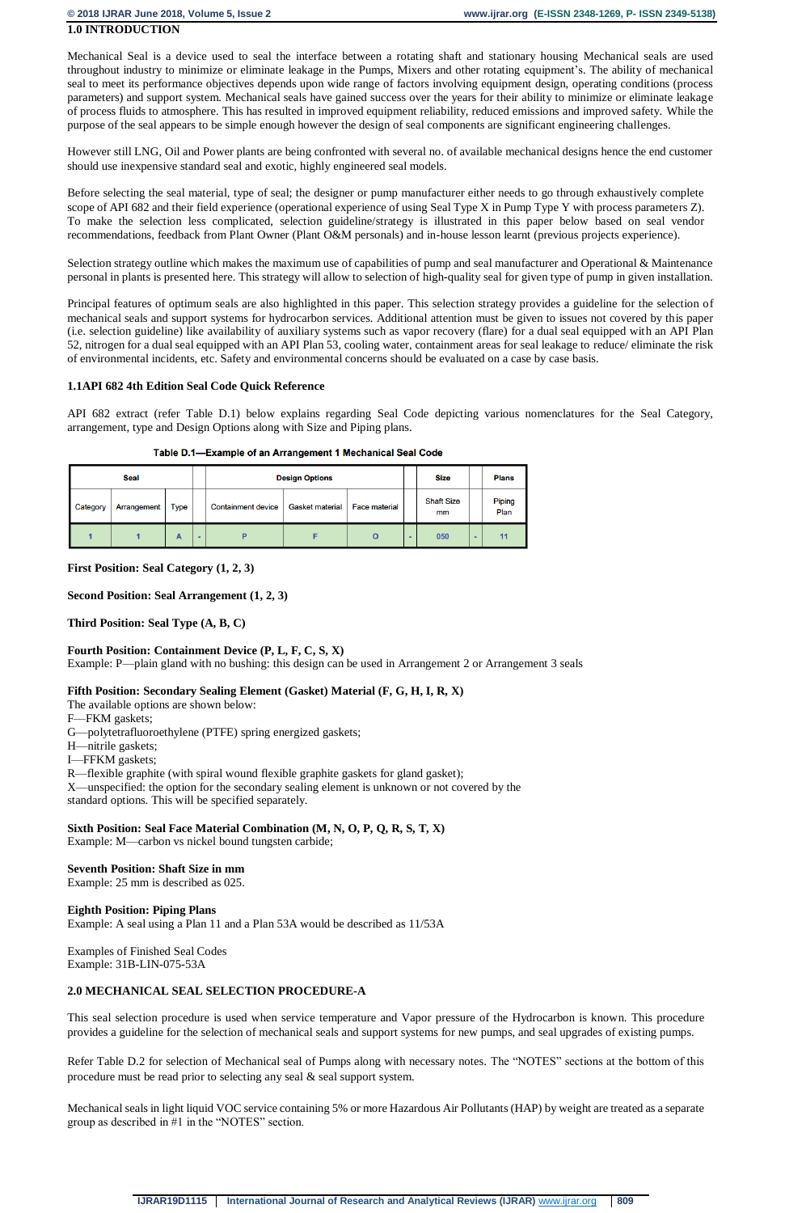## 1.0 INTRODUCTION

Mechanical Seal is a device used to seal the interface between a rotating shaft and stationary housing Mechanical seals are used throughout industry to minimize or eliminate leakage in the Pumps, Mixers and other rotating equipment's. The ability of mechanical seal to meet its performance objectives depends upon wide range of factors involving equipment design, operating conditions (process parameters) and support system. Mechanical seals have gained success over the years for their ability to minimize or eliminate leakage of process fluids to atmosphere. This has resulted in improved equipment reliability, reduced emissions and improved safety. While the purpose of the seal appears to be simple enough however the design of seal components are significant engineering challenges.

However still LNG, Oil and Power plants are being confronted with several no. of available mechanical designs hence the end customer should use inexpensive standard seal and exotic, highly engineered seal models.

Before selecting the seal material, type of seal; the designer or pump manufacturer either needs to go through exhaustively complete scope of API 682 and their field experience (operational experience of using Seal Type X in Pump Type Y with process parameters Z). To make the selection less complicated, selection guideline/strategy is illustrated in this paper below based on seal vendor recommendations, feedback from Plant Owner (Plant O&M personals) and in-house lesson learnt (previous projects experience).

Selection strategy outline which makes the maximum use of capabilities of pump and seal manufacturer and Operational & Maintenance personal in plants is presented here. This strategy will allow to selection of high-quality seal for given type of pump in given installation.

Principal features of optimum seals are also highlighted in this paper. This selection strategy provides a guideline for the selection of mechanical seals and support systems for hydrocarbon services. Additional attention must be given to issues not covered by this paper (i.e. selection guideline) like availability of auxiliary systems such as vapor recovery (flare) for a dual seal equipped with an API Plan 52, nitrogen for a dual seal equipped with an API Plan 53, cooling water, containment areas for seal leakage to reduce/ eliminate the risk of environmental incidents, etc. Safety and environmental concerns should be evaluated on a case by case basis.

### 1.1API 682 4th Edition Seal Code Quick Reference

API 682 extract (refer Table D.1) below explains regarding Seal Code depicting various nomenclatures for the Seal Category, arrangement, type and Design Options along with Size and Piping plans.

**Table D.1—Example of an Arrangement 1 Mechanical Seal Code**

| Seal | | | | Design Options | | | | Size | | Plans |
|---|---|---|---|---|---|---|---|---|---|---|
| Category | Arrangement | Type | | Containment device | Gasket material | Face material | | Shaft Size mm | | Piping Plan |
| 1 | 1 | A | - | P | F | O | - | 050 | - | 11 |

**First Position: Seal Category (1, 2, 3)**

**Second Position: Seal Arrangement (1, 2, 3)**

**Third Position: Seal Type (A, B, C)**

**Fourth Position: Containment Device (P, L, F, C, S, X)**
Example: P—plain gland with no bushing: this design can be used in Arrangement 2 or Arrangement 3 seals

**Fifth Position: Secondary Sealing Element (Gasket) Material (F, G, H, I, R, X)**
The available options are shown below:
F—FKM gaskets;
G—polytetrafluoroethylene (PTFE) spring energized gaskets;
H—nitrile gaskets;
I—FFKM gaskets;
R—flexible graphite (with spiral wound flexible graphite gaskets for gland gasket);
X—unspecified: the option for the secondary sealing element is unknown or not covered by the standard options. This will be specified separately.

**Sixth Position: Seal Face Material Combination (M, N, O, P, Q, R, S, T, X)**
Example: M—carbon vs nickel bound tungsten carbide;

**Seventh Position: Shaft Size in mm**
Example: 25 mm is described as 025.

**Eighth Position: Piping Plans**
Example: A seal using a Plan 11 and a Plan 53A would be described as 11/53A

Examples of Finished Seal Codes
Example: 31B-LIN-075-53A

## 2.0 MECHANICAL SEAL SELECTION PROCEDURE-A

This seal selection procedure is used when service temperature and Vapor pressure of the Hydrocarbon is known. This procedure provides a guideline for the selection of mechanical seals and support systems for new pumps, and seal upgrades of existing pumps.

Refer Table D.2 for selection of Mechanical seal of Pumps along with necessary notes. The "NOTES" sections at the bottom of this procedure must be read prior to selecting any seal & seal support system.

Mechanical seals in light liquid VOC service containing 5% or more Hazardous Air Pollutants (HAP) by weight are treated as a separate group as described in #1 in the "NOTES" section.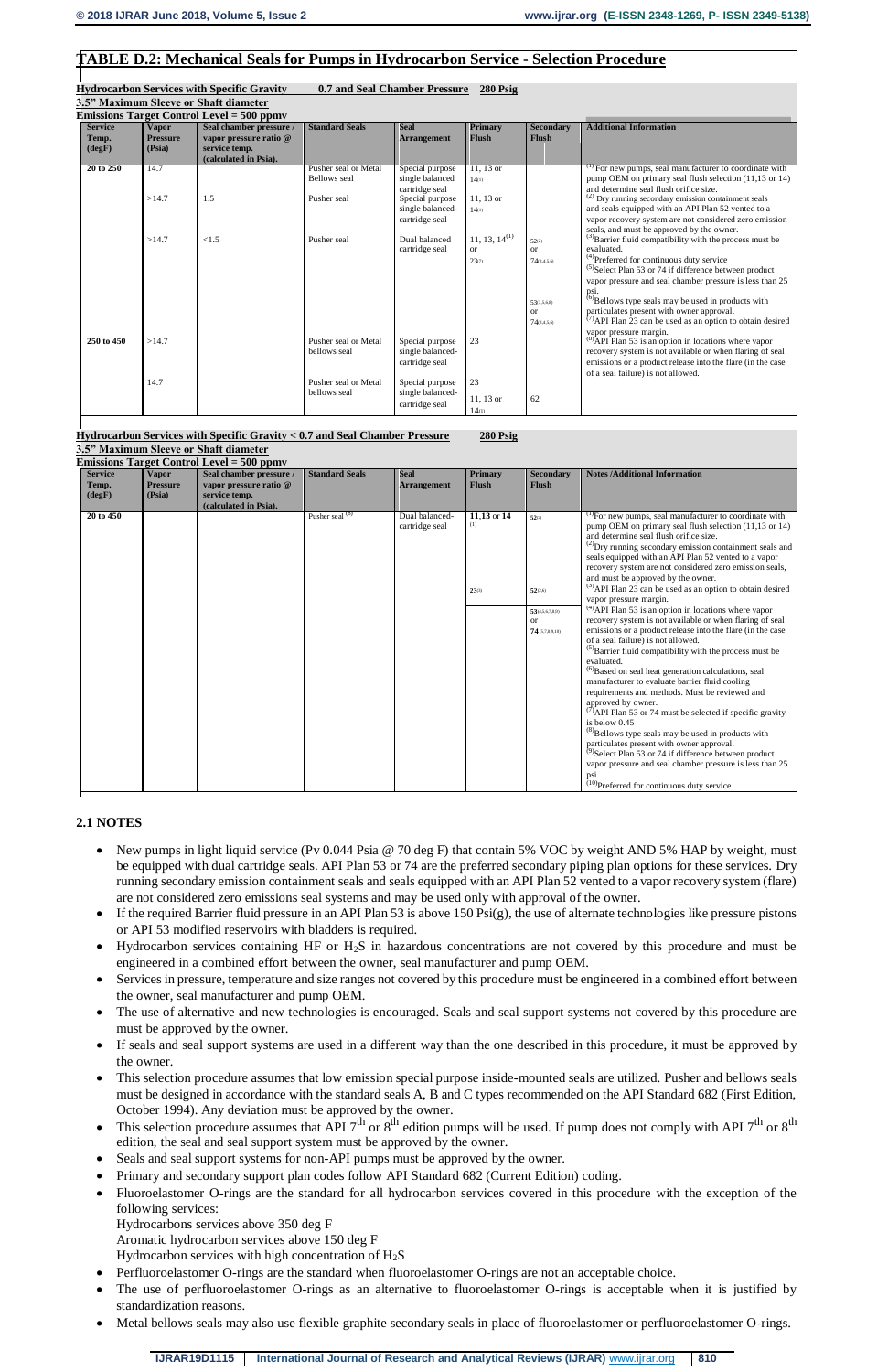## TABLE D.2: Mechanical Seals for Pumps in Hydrocarbon Service - Selection Procedure

**Hydrocarbon Services with Specific Gravity 0.7 and Seal Chamber Pressure 280 Psig**
**3.5" Maximum Sleeve or Shaft diameter**
**Emissions Target Control Level = 500 ppmv**

| Service Temp. (degF) | Vapor Pressure (Psia) | Seal chamber pressure / vapor pressure ratio @ service temp. (calculated in Psia). | Standard Seals | Seal Arrangement | Primary Flush | Secondary Flush | Additional Information |
|---|---|---|---|---|---|---|---|
| 20 to 250 | 14.7 | | Pusher seal or Metal Bellows seal | Special purpose single balanced cartridge seal | 11, 13 or 14(1) | | (1) For new pumps, seal manufacturer to coordinate with pump OEM on primary seal flush selection (11,13 or 14) and determine seal flush orifice size. (2) Dry running secondary emission containment seals and seals equipped with an API Plan 52 vented to a vapor recovery system are not considered zero emission seals, and must be approved by the owner. (3)Barrier fluid compatibility with the process must be evaluated. (4)Preferred for continuous duty service (5)Select Plan 53 or 74 if difference between product vapor pressure and seal chamber pressure is less than 25 psi. (6)Bellows type seals may be used in products with particulates present with owner approval. (7)API Plan 23 can be used as an option to obtain desired vapor pressure margin. (8)API Plan 53 is an option in locations where vapor recovery system is not available or when flaring of seal emissions or a product release into the flare (in the case of a seal failure) is not allowed. |
| | >14.7 | 1.5 | Pusher seal | Special purpose single balanced-cartridge seal | 11, 13 or 14(1) | | |
| | >14.7 | <1.5 | Pusher seal | Dual balanced cartridge seal | 11, 13, 14(1) or 23(7) | 52(2) or 74(3,4,5,6) | |
| | | | | | | 53(3,5,6,8) or 74(3,4,5,6) | |
| 250 to 450 | >14.7 | | Pusher seal or Metal bellows seal | Special purpose single balanced-cartridge seal | 23 | | |
| | 14.7 | | Pusher seal or Metal bellows seal | Special purpose single balanced-cartridge seal | 23 | | |
| | | | | | 11, 13 or 14(1) | 62 | |

**Hydrocarbon Services with Specific Gravity < 0.7 and Seal Chamber Pressure 280 Psig**
**3.5" Maximum Sleeve or Shaft diameter**
**Emissions Target Control Level = 500 ppmv**

| Service Temp. (degF) | Vapor Pressure (Psia) | Seal chamber pressure / vapor pressure ratio @ service temp. (calculated in Psia). | Standard Seals | Seal Arrangement | Primary Flush | Secondary Flush | Notes /Additional Information |
|---|---|---|---|---|---|---|---|
| 20 to 450 | | | Pusher seal (8) | Dual balanced-cartridge seal | 11,13 or 14 (1) | 52(2) | (1)For new pumps, seal manufacturer to coordinate with pump OEM on primary seal flush selection (11,13 or 14) and determine seal flush orifice size. (2)Dry running secondary emission containment seals and seals equipped with an API Plan 52 vented to a vapor recovery system are not considered zero emission seals, and must be approved by the owner. (3)API Plan 23 can be used as an option to obtain desired vapor pressure margin. (4)API Plan 53 is an option in locations where vapor recovery system is not available or when flaring of seal emissions or a product release into the flare (in the case of a seal failure) is not allowed. (5)Barrier fluid compatibility with the process must be evaluated. (6)Based on seal heat generation calculations, seal manufacturer to evaluate barrier fluid cooling requirements and methods. Must be reviewed and approved by owner. (7)API Plan 53 or 74 must be selected if specific gravity is below 0.45 (8)Bellows type seals may be used in products with particulates present with owner approval. (9)Select Plan 53 or 74 if difference between product vapor pressure and seal chamber pressure is less than 25 psi. (10)Preferred for continuous duty service |
| | | | | | 23(3) | 52(2,6) | |
| | | | | | | 53(4,5,6,7,8,9) or 74(5,7,8,9,10) | |

### 2.1 NOTES

- New pumps in light liquid service (Pv 0.044 Psia @ 70 deg F) that contain 5% VOC by weight AND 5% HAP by weight, must be equipped with dual cartridge seals. API Plan 53 or 74 are the preferred secondary piping plan options for these services. Dry running secondary emission containment seals and seals equipped with an API Plan 52 vented to a vapor recovery system (flare) are not considered zero emissions seal systems and may be used only with approval of the owner.
- If the required Barrier fluid pressure in an API Plan 53 is above 150 Psi(g), the use of alternate technologies like pressure pistons or API 53 modified reservoirs with bladders is required.
- Hydrocarbon services containing HF or $H_2S$ in hazardous concentrations are not covered by this procedure and must be engineered in a combined effort between the owner, seal manufacturer and pump OEM.
- Services in pressure, temperature and size ranges not covered by this procedure must be engineered in a combined effort between the owner, seal manufacturer and pump OEM.
- The use of alternative and new technologies is encouraged. Seals and seal support systems not covered by this procedure are must be approved by the owner.
- If seals and seal support systems are used in a different way than the one described in this procedure, it must be approved by the owner.
- This selection procedure assumes that low emission special purpose inside-mounted seals are utilized. Pusher and bellows seals must be designed in accordance with the standard seals A, B and C types recommended on the API Standard 682 (First Edition, October 1994). Any deviation must be approved by the owner.
- This selection procedure assumes that API $7^{th}$ or $8^{th}$ edition pumps will be used. If pump does not comply with API $7^{th}$ or $8^{th}$ edition, the seal and seal support system must be approved by the owner.
- Seals and seal support systems for non-API pumps must be approved by the owner.
- Primary and secondary support plan codes follow API Standard 682 (Current Edition) coding.
- Fluoroelastomer O-rings are the standard for all hydrocarbon services covered in this procedure with the exception of the following services:
  Hydrocarbons services above 350 deg F
  Aromatic hydrocarbon services above 150 deg F
  Hydrocarbon services with high concentration of $H_2S$
- Perfluoroelastomer O-rings are the standard when fluoroelastomer O-rings are not an acceptable choice.
- The use of perfluoroelastomer O-rings as an alternative to fluoroelastomer O-rings is acceptable when it is justified by standardization reasons.
- Metal bellows seals may also use flexible graphite secondary seals in place of fluoroelastomer or perfluoroelastomer O-rings.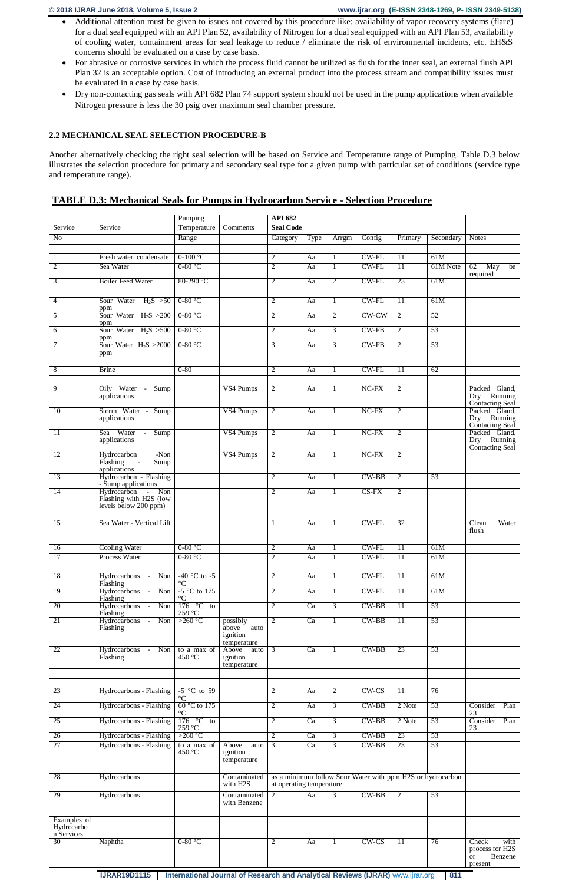- Additional attention must be given to issues not covered by this procedure like: availability of vapor recovery systems (flare) for a dual seal equipped with an API Plan 52, availability of Nitrogen for a dual seal equipped with an API Plan 53, availability of cooling water, containment areas for seal leakage to reduce / eliminate the risk of environmental incidents, etc. EH&S concerns should be evaluated on a case by case basis.
- For abrasive or corrosive services in which the process fluid cannot be utilized as flush for the inner seal, an external flush API Plan 32 is an acceptable option. Cost of introducing an external product into the process stream and compatibility issues must be evaluated in a case by case basis.
- Dry non-contacting gas seals with API 682 Plan 74 support system should not be used in the pump applications when available Nitrogen pressure is less the 30 psig over maximum seal chamber pressure.

### 2.2 MECHANICAL SEAL SELECTION PROCEDURE-B

Another alternatively checking the right seal selection will be based on Service and Temperature range of Pumping. Table D.3 below illustrates the selection procedure for primary and secondary seal type for a given pump with particular set of conditions (service type and temperature range).

**TABLE D.3: Mechanical Seals for Pumps in Hydrocarbon Service - Selection Procedure**

| Service No | Service | Pumping Temperature Range | Comments | API 682 Seal Code Category | Type | Arrgm | Config | Primary | Secondary | Notes |
|---|---|---|---|---|---|---|---|---|---|---|
| | | | | | | | | | | |
| 1 | Fresh water, condensate | 0-100 °C | | 2 | Aa | 1 | CW-FL | 11 | 61M | |
| 2 | Sea Water | 0-80 °C | | 2 | Aa | 1 | CW-FL | 11 | 61M Note | 62 May be required |
| 3 | Boiler Feed Water | 80-290 °C | | 2 | Aa | 2 | CW-FL | 23 | 61M | |
| | | | | | | | | | | |
| 4 | Sour Water $H_2S$ >50 ppm | 0-80 °C | | 2 | Aa | 1 | CW-FL | 11 | 61M | |
| 5 | Sour Water $H_2S$ >200 ppm | 0-80 °C | | 2 | Aa | 2 | CW-CW | 2 | 52 | |
| 6 | Sour Water $H_2S$ >500 ppm | 0-80 °C | | 2 | Aa | 3 | CW-FB | 2 | 53 | |
| 7 | Sour Water $H_2S$ >2000 ppm | 0-80 °C | | 3 | Aa | 3 | CW-FB | 2 | 53 | |
| | | | | | | | | | | |
| 8 | Brine | 0-80 | | 2 | Aa | 1 | CW-FL | 11 | 62 | |
| | | | | | | | | | | |
| 9 | Oily Water - Sump applications | | VS4 Pumps | 2 | Aa | 1 | NC-FX | 2 | | Packed Gland, Dry Running Contacting Seal |
| 10 | Storm Water - Sump applications | | VS4 Pumps | 2 | Aa | 1 | NC-FX | 2 | | Packed Gland, Dry Running Contacting Seal |
| 11 | Sea Water - Sump applications | | VS4 Pumps | 2 | Aa | 1 | NC-FX | 2 | | Packed Gland, Dry Running Contacting Seal |
| 12 | Hydrocarbon -Non Flashing - Sump applications | | VS4 Pumps | 2 | Aa | 1 | NC-FX | 2 | | |
| 13 | Hydrocarbon - Flashing - Sump applications | | | 2 | Aa | 1 | CW-BB | 2 | 53 | |
| 14 | Hydrocarbon - Non Flashing with H2S (low levels below 200 ppm) | | | 2 | Aa | 1 | CS-FX | 2 | | |
| | | | | | | | | | | |
| 15 | Sea Water - Vertical Lift | | | 1 | Aa | 1 | CW-FL | 32 | | Clean Water flush |
| | | | | | | | | | | |
| 16 | Cooling Water | 0-80 °C | | 2 | Aa | 1 | CW-FL | 11 | 61M | |
| 17 | Process Water | 0-80 °C | | 2 | Aa | 1 | CW-FL | 11 | 61M | |
| | | | | | | | | | | |
| 18 | Hydrocarbons - Non Flashing | -40 °C to -5 °C | | 2 | Aa | 1 | CW-FL | 11 | 61M | |
| 19 | Hydrocarbons - Non Flashing | -5 °C to 175 °C | | 2 | Aa | 1 | CW-FL | 11 | 61M | |
| 20 | Hydrocarbons - Non Flashing | 176 °C to 259 °C | | 2 | Ca | 3 | CW-BB | 11 | 53 | |
| 21 | Hydrocarbons - Non Flashing | >260 °C | possibly above auto ignition temperature | 2 | Ca | 1 | CW-BB | 11 | 53 | |
| 22 | Hydrocarbons - Non Flashing | to a max of 450 °C | Above auto ignition temperature | 3 | Ca | 1 | CW-BB | 23 | 53 | |
| | | | | | | | | | | |
| | | | | | | | | | | |
| 23 | Hydrocarbons - Flashing | -5 °C to 59 °C | | 2 | Aa | 2 | CW-CS | 11 | 76 | |
| 24 | Hydrocarbons - Flashing | 60 °C to 175 °C | | 2 | Aa | 3 | CW-BB | 2 Note | 53 | Consider Plan 23 |
| 25 | Hydrocarbons - Flashing | 176 °C to 259 °C | | 2 | Ca | 3 | CW-BB | 2 Note | 53 | Consider Plan 23 |
| 26 | Hydrocarbons - Flashing | >260 °C | | 2 | Ca | 3 | CW-BB | 23 | 53 | |
| 27 | Hydrocarbons - Flashing | to a max of 450 °C | Above auto ignition temperature | 3 | Ca | 3 | CW-BB | 23 | 53 | |
| | | | | | | | | | | |
| 28 | Hydrocarbons | | Contaminated with H2S | as a minimum follow Sour Water with ppm H2S or hydrocarbon at operating temperature | | | | | | |
| 29 | Hydrocarbons | | Contaminated with Benzene | 2 | Aa | 3 | CW-BB | 2 | 53 | |
| | | | | | | | | | | |
| Examples of Hydrocarbon Services | | | | | | | | | | |
| 30 | Naphtha | 0-80 °C | | 2 | Aa | 1 | CW-CS | 11 | 76 | Check with process for H2S or Benzene present |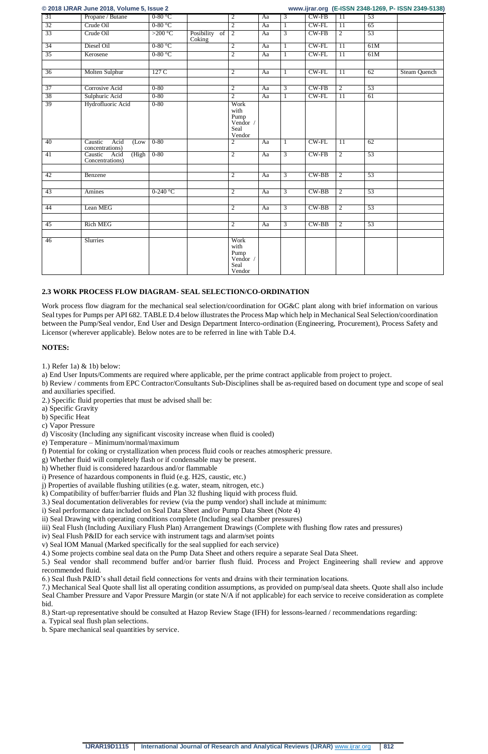| 31 | Propane / Butane | 0-80 °C | | 2 | Aa | 3 | CW-FB | 11 | 53 | |
|---|---|---|---|---|---|---|---|---|---|---|
| 32 | Crude Oil | 0-80 °C | | 2 | Aa | 1 | CW-FL | 11 | 65 | |
| 33 | Crude Oil | >200 °C | Posibility of Coking | 2 | Aa | 3 | CW-FB | 2 | 53 | |
| 34 | Diesel Oil | 0-80 °C | | 2 | Aa | 1 | CW-FL | 11 | 61M | |
| 35 | Kerosene | 0-80 °C | | 2 | Aa | 1 | CW-FL | 11 | 61M | |
| | | | | | | | | | | |
| 36 | Molten Sulphur | 127 C | | 2 | Aa | 1 | CW-FL | 11 | 62 | Steam Quench |
| | | | | | | | | | | |
| 37 | Corrosive Acid | 0-80 | | 2 | Aa | 3 | CW-FB | 2 | 53 | |
| 38 | Sulphuric Acid | 0-80 | | 2 | Aa | 1 | CW-FL | 11 | 61 | |
| 39 | Hydrofluoric Acid | 0-80 | | Work with Pump Vendor / Seal Vendor | | | | | | |
| 40 | Caustic Acid (Low concentrations) | 0-80 | | 2 | Aa | 1 | CW-FL | 11 | 62 | |
| 41 | Caustic Acid (High Concentrations) | 0-80 | | 2 | Aa | 3 | CW-FB | 2 | 53 | |
| | | | | | | | | | | |
| 42 | Benzene | | | 2 | Aa | 3 | CW-BB | 2 | 53 | |
| | | | | | | | | | | |
| 43 | Amines | 0-240 °C | | 2 | Aa | 3 | CW-BB | 2 | 53 | |
| | | | | | | | | | | |
| 44 | Lean MEG | | | 2 | Aa | 3 | CW-BB | 2 | 53 | |
| | | | | | | | | | | |
| 45 | Rich MEG | | | 2 | Aa | 3 | CW-BB | 2 | 53 | |
| | | | | | | | | | | |
| 46 | Slurries | | | Work with Pump Vendor / Seal Vendor | | | | | | |

### 2.3 WORK PROCESS FLOW DIAGRAM- SEAL SELECTION/CO-ORDINATION

Work process flow diagram for the mechanical seal selection/coordination for OG&C plant along with brief information on various Seal types for Pumps per API 682. TABLE D.4 below illustrates the Process Map which help in Mechanical Seal Selection/coordination between the Pump/Seal vendor, End User and Design Department Interco-ordination (Engineering, Procurement), Process Safety and Licensor (wherever applicable). Below notes are to be referred in line with Table D.4.

**NOTES:**

1.) Refer 1a) & 1b) below:

a) End User Inputs/Comments are required where applicable, per the prime contract applicable from project to project.

b) Review / comments from EPC Contractor/Consultants Sub-Disciplines shall be as-required based on document type and scope of seal and auxiliaries specified.

2.) Specific fluid properties that must be advised shall be:

a) Specific Gravity

b) Specific Heat

c) Vapor Pressure

d) Viscosity (Including any significant viscosity increase when fluid is cooled)

e) Temperature – Minimum/normal/maximum

f) Potential for coking or crystallization when process fluid cools or reaches atmospheric pressure.

g) Whether fluid will completely flash or if condensable may be present.

h) Whether fluid is considered hazardous and/or flammable

i) Presence of hazardous components in fluid (e.g. H2S, caustic, etc.)

j) Properties of available flushing utilities (e.g. water, steam, nitrogen, etc.)

k) Compatibility of buffer/barrier fluids and Plan 32 flushing liquid with process fluid.

3.) Seal documentation deliverables for review (via the pump vendor) shall include at minimum:

i) Seal performance data included on Seal Data Sheet and/or Pump Data Sheet (Note 4)

ii) Seal Drawing with operating conditions complete (Including seal chamber pressures)

iii) Seal Flush (Including Auxiliary Flush Plan) Arrangement Drawings (Complete with flushing flow rates and pressures)

iv) Seal Flush P&ID for each service with instrument tags and alarm/set points

v) Seal IOM Manual (Marked specifically for the seal supplied for each service)

4.) Some projects combine seal data on the Pump Data Sheet and others require a separate Seal Data Sheet.

5.) Seal vendor shall recommend buffer and/or barrier flush fluid. Process and Project Engineering shall review and approve recommended fluid.

6.) Seal flush P&ID's shall detail field connections for vents and drains with their termination locations.

7.) Mechanical Seal Quote shall list all operating condition assumptions, as provided on pump/seal data sheets. Quote shall also include Seal Chamber Pressure and Vapor Pressure Margin (or state N/A if not applicable) for each service to receive consideration as complete bid.

8.) Start-up representative should be consulted at Hazop Review Stage (IFH) for lessons-learned / recommendations regarding:

a. Typical seal flush plan selections.

b. Spare mechanical seal quantities by service.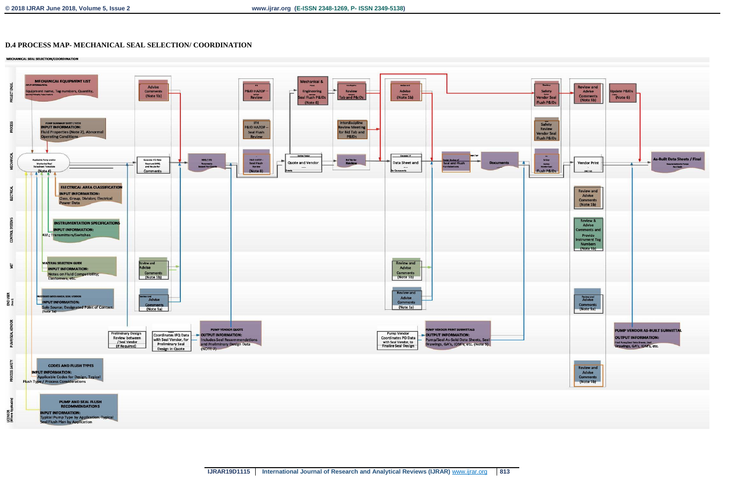### D.4 PROCESS MAP- MECHANICAL SEAL SELECTION/ COORDINATION

MECHANICAL SEAL SELECTION/COORDINATION

PROJECT ENGG.

**MECHANICAL EQUIPMENT LIST**
INPUT INFORMATION:
Equipment name, Tag numbers, Quantity,

Advise Comments (Note 1b)

P&ID HAZOP – Review

Mechanical & Engineering Seal Flush P&IDs (Note 6)

Review Tab and P&IDs

Advise Comments (Note 1b)

Safety Review Vendor Seal Flush P&IDs

Review and Advise Comments (Note 1b)

Update P&IDs (Note 6)

PROCESS

**PUMP SUMMARY SHEET / PDS**
INPUT INFORMATION:
Fluid Properties (Note 2), Abnormal Operating Conditions

IFH P&ID HAZOP – Seal Flush Review

Interdiscipline Review Meeting for Bid Tab and P&IDs

Safety Review Vendor Seal Flush P&IDs

MECHANICAL

Applicable Pump and/or Mechanical Seal Datasheet Template (Note 4)

Comments

P&ID HAZOP – Seal Flush Review (Note 8)

Quote and Vendor

Review

Data Sheet and

Seal and Flush

Documents

Flush P&IDs

Vendor Print

As-Built Data Sheets / Final

ELECTRICAL

**ELECTRICAL AREA CLASSIFICATION**
INPUT INFORMATION:
Class, Group, Division; Electrical Power Data

Review and Advise Comments (Note 1b)

CONTROL SYSTEMS

**INSTRUMENTATION SPECIFICATIONS**
INPUT INFORMATION:
AVI; Transmitters/Switches

Review & Advise Comments and Provide Instrument Tag Numbers (Note 1b)

MET

**MATERIAL SELECTION GUIDE**
INPUT INFORMATION:
Notes on Fluid Compatibility; Elastomers, etc.

Review and Advise Comments (Note 1b)

Review and Advise Comments (Note 1b)

END USER

**PREFERRED MECHANICAL SEAL VENDOR**
INPUT INFORMATION:
Sole Source; Designated Point of Contact (Note 1a)

Review and Advise Comments (Note 1a)

Review and Advise Comments (Note 1a)

Review and Advise Comments (Note 1a)

PUMP/SEAL VENDOR

Preliminary Design Review between /Seal Vendor (If Required)

Coordinates IFQ Data with Seal Vendor, for Preliminary Seal Design in Quote

**PUMP VENDOR QUOTE**
OUTPUT INFORMATION:
Includes Seal Recommendations and Preliminary Design Data (NOTE 7)

Pump Vendor Coordinates PO Data with Seal Vendor, to Finalize Seal Design

**PUMP VENDOR PRINT SUBMITTALS**
OUTPUT INFORMATION:
Pump/Seal As-Sold Data Sheets, Seal Drawings, GA's, IOM's, etc. (Note 5)

**PUMP VENDOR AS-BUILT SUBMITTAL**
OUTPUT INFORMATION:
Drawings, GA's, IOM's, etc.

PROCESS SAFETY

**CODES AND FLUSH TYPES**
INPUT INFORMATION:
Applicable Codes for Design, Typical Flush Type / Process Considerations

Review and Advise Comments (Note 1b)

LICENSOR (Where Applicable)

**PUMP AND SEAL FLUSH RECOMMENDATIONS**
INPUT INFORMATION:
Typical Pump Type by Application, Typical Seal Flush Plan by Application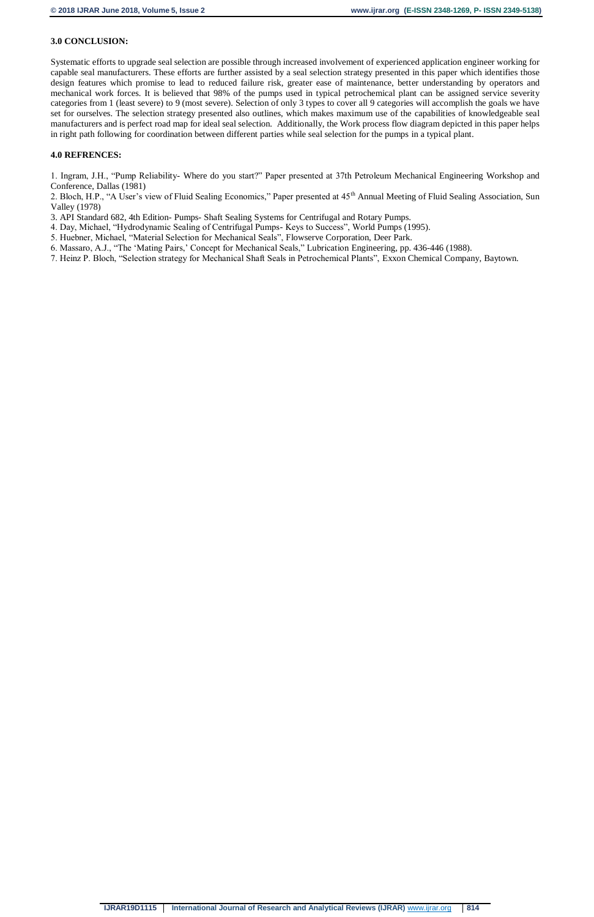### 3.0 CONCLUSION:

Systematic efforts to upgrade seal selection are possible through increased involvement of experienced application engineer working for capable seal manufacturers. These efforts are further assisted by a seal selection strategy presented in this paper which identifies those design features which promise to lead to reduced failure risk, greater ease of maintenance, better understanding by operators and mechanical work forces. It is believed that 98% of the pumps used in typical petrochemical plant can be assigned service severity categories from 1 (least severe) to 9 (most severe). Selection of only 3 types to cover all 9 categories will accomplish the goals we have set for ourselves. The selection strategy presented also outlines, which makes maximum use of the capabilities of knowledgeable seal manufacturers and is perfect road map for ideal seal selection. Additionally, the Work process flow diagram depicted in this paper helps in right path following for coordination between different parties while seal selection for the pumps in a typical plant.

### 4.0 REFRENCES:

1. Ingram, J.H., "Pump Reliability- Where do you start?" Paper presented at 37th Petroleum Mechanical Engineering Workshop and Conference, Dallas (1981)
2. Bloch, H.P., "A User's view of Fluid Sealing Economics," Paper presented at 45th Annual Meeting of Fluid Sealing Association, Sun Valley (1978)
3. API Standard 682, 4th Edition- Pumps- Shaft Sealing Systems for Centrifugal and Rotary Pumps.
4. Day, Michael, "Hydrodynamic Sealing of Centrifugal Pumps- Keys to Success", World Pumps (1995).
5. Huebner, Michael, "Material Selection for Mechanical Seals", Flowserve Corporation, Deer Park.
6. Massaro, A.J., "The 'Mating Pairs,' Concept for Mechanical Seals," Lubrication Engineering, pp. 436-446 (1988).
7. Heinz P. Bloch, "Selection strategy for Mechanical Shaft Seals in Petrochemical Plants", Exxon Chemical Company, Baytown.